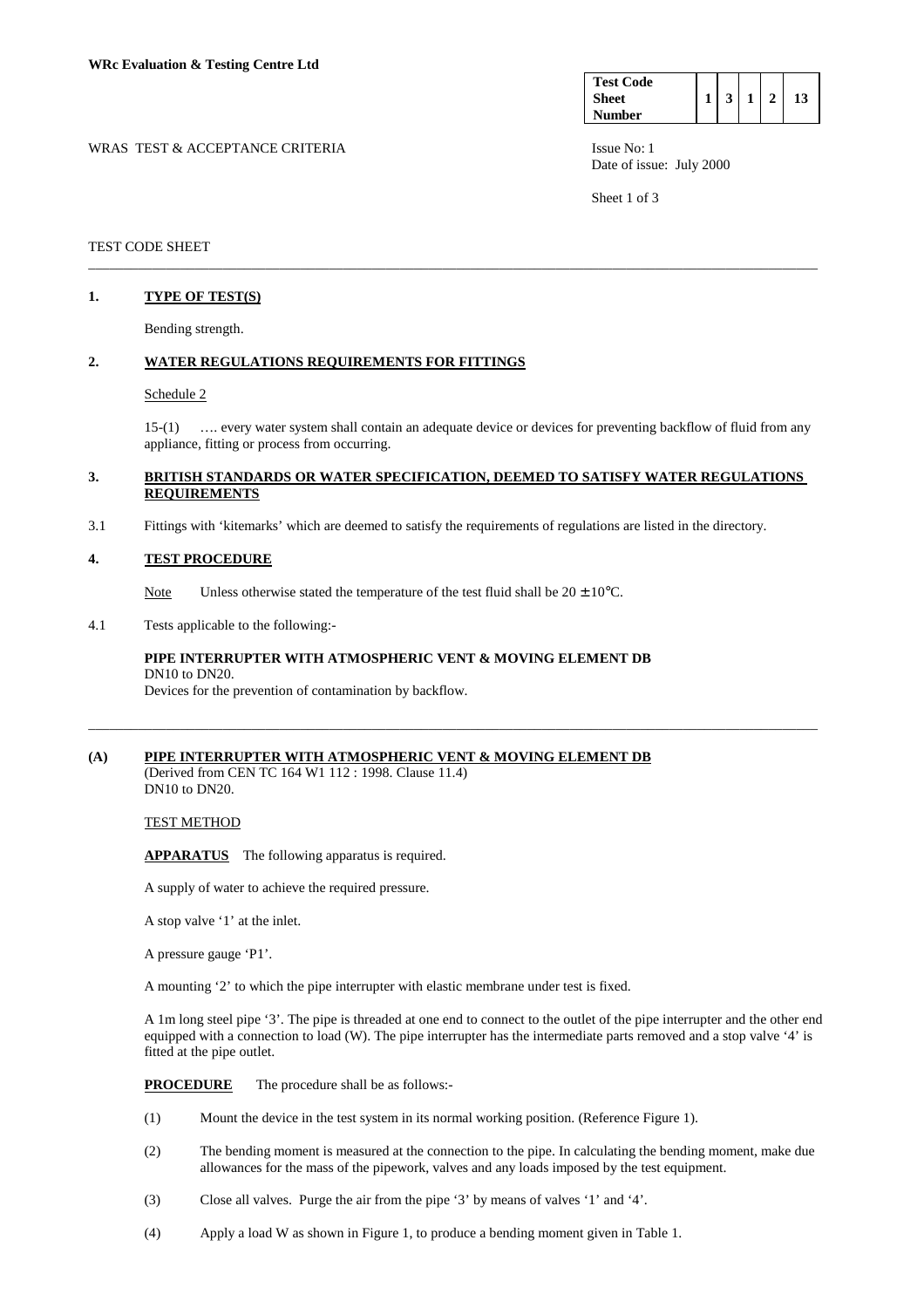**WRc Evaluation & Testing Centre Ltd**

| Test Code Sheet Number | 1 | 3 | 1 | 2 | 13 |
|---|---|---|---|---|---|

WRAS TEST & ACCEPTANCE CRITERIA

Issue No: 1
Date of issue: July 2000

TEST CODE SHEET

---

## 1. TYPE OF TEST(S)

Bending strength.

## 2. WATER REGULATIONS REQUIREMENTS FOR FITTINGS

Schedule 2

15-(1) …. every water system shall contain an adequate device or devices for preventing backflow of fluid from any appliance, fitting or process from occurring.

## 3. BRITISH STANDARDS OR WATER SPECIFICATION, DEEMED TO SATISFY WATER REGULATIONS REQUIREMENTS

3.1 Fittings with 'kitemarks' which are deemed to satisfy the requirements of regulations are listed in the directory.

## 4. TEST PROCEDURE

Note Unless otherwise stated the temperature of the test fluid shall be 20 ± 10°C.

4.1 Tests applicable to the following:-

**PIPE INTERRUPTER WITH ATMOSPHERIC VENT & MOVING ELEMENT DB**
DN10 to DN20.
Devices for the prevention of contamination by backflow.

---

## (A) PIPE INTERRUPTER WITH ATMOSPHERIC VENT & MOVING ELEMENT DB

(Derived from CEN TC 164 W1 112 : 1998. Clause 11.4)
DN10 to DN20.

TEST METHOD

**APPARATUS** The following apparatus is required.

A supply of water to achieve the required pressure.

A stop valve '1' at the inlet.

A pressure gauge 'P1'.

A mounting '2' to which the pipe interrupter with elastic membrane under test is fixed.

A 1m long steel pipe '3'. The pipe is threaded at one end to connect to the outlet of the pipe interrupter and the other end equipped with a connection to load (W). The pipe interrupter has the intermediate parts removed and a stop valve '4' is fitted at the pipe outlet.

**PROCEDURE** The procedure shall be as follows:-

(1) Mount the device in the test system in its normal working position. (Reference Figure 1).

(2) The bending moment is measured at the connection to the pipe. In calculating the bending moment, make due allowances for the mass of the pipework, valves and any loads imposed by the test equipment.

(3) Close all valves. Purge the air from the pipe '3' by means of valves '1' and '4'.

(4) Apply a load W as shown in Figure 1, to produce a bending moment given in Table 1.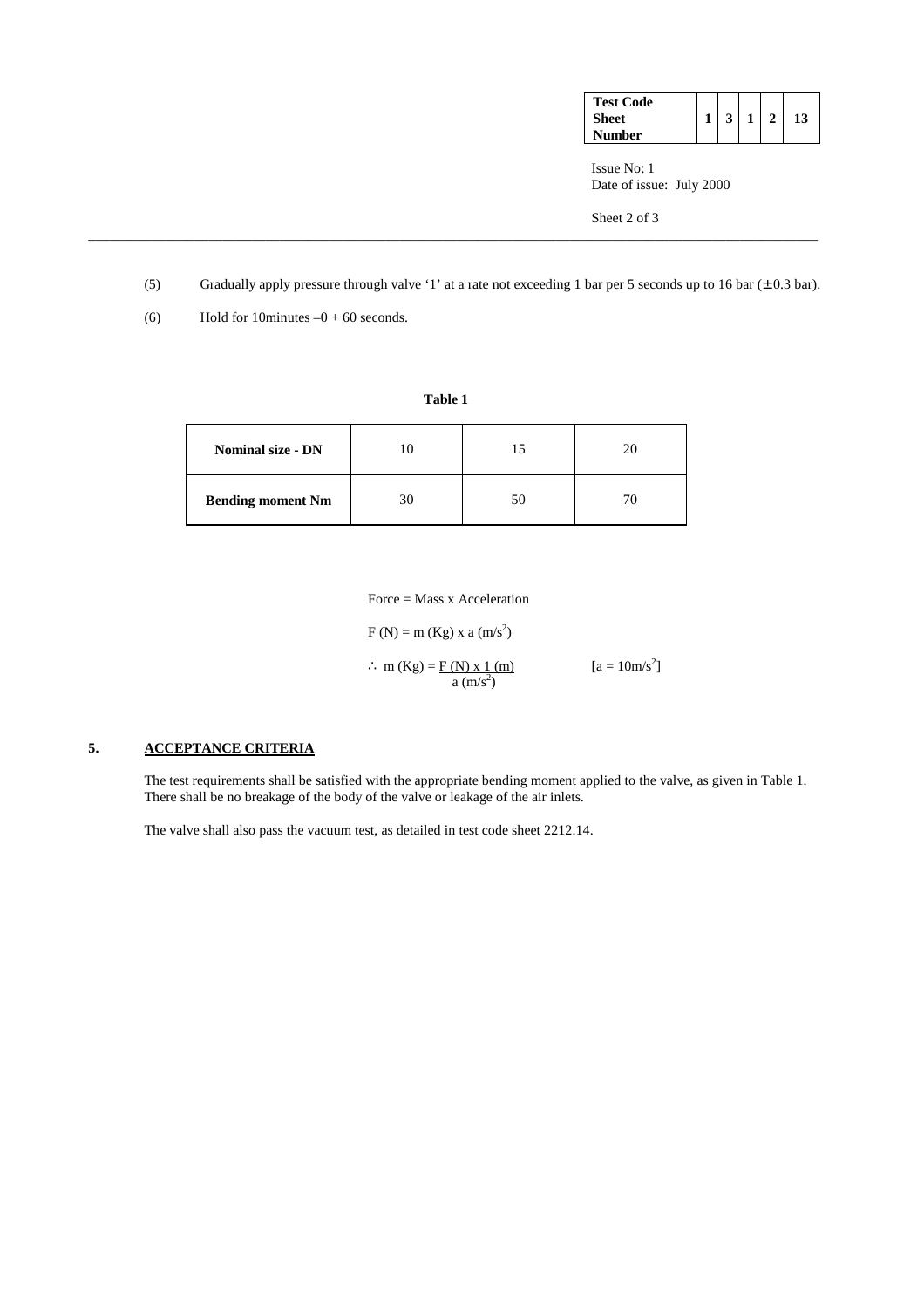(5) Gradually apply pressure through valve '1' at a rate not exceeding 1 bar per 5 seconds up to 16 bar (± 0.3 bar).

(6) Hold for 10minutes –0 + 60 seconds.

**Table 1**

| **Nominal size - DN** | 10 | 15 | 20 |
|---|---|---|---|
| **Bending moment Nm** | 30 | 50 | 70 |

Force = Mass x Acceleration

$F\ (N) = m\ (Kg) \times a\ (m/s^2)$

$\therefore\ m\ (Kg) = \dfrac{F\ (N) \times 1\ (m)}{a\ (m/s^2)}$ $\quad [a = 10m/s^2]$

## 5. ACCEPTANCE CRITERIA

The test requirements shall be satisfied with the appropriate bending moment applied to the valve, as given in Table 1. There shall be no breakage of the body of the valve or leakage of the air inlets.

The valve shall also pass the vacuum test, as detailed in test code sheet 2212.14.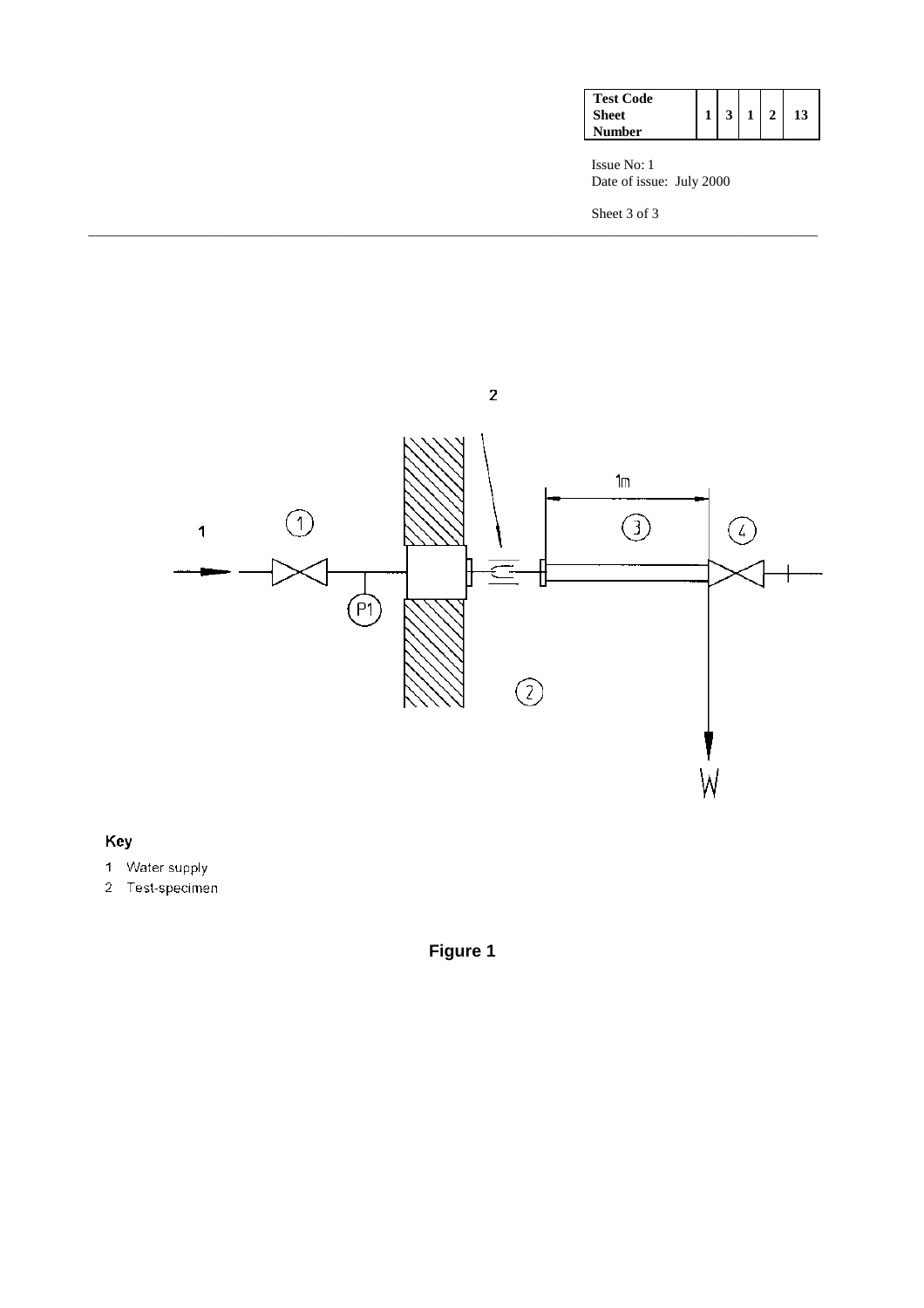| | | | | | |
|---|---|---|---|---|---|
| **Test Code Sheet Number** | **1** | **3** | **1** | **2** | **13** |

Issue No: 1
Date of issue: July 2000

2

1m

1

①

③

④

P1

②

W

**Key**

1 Water supply
2 Test-specimen

**Figure 1**